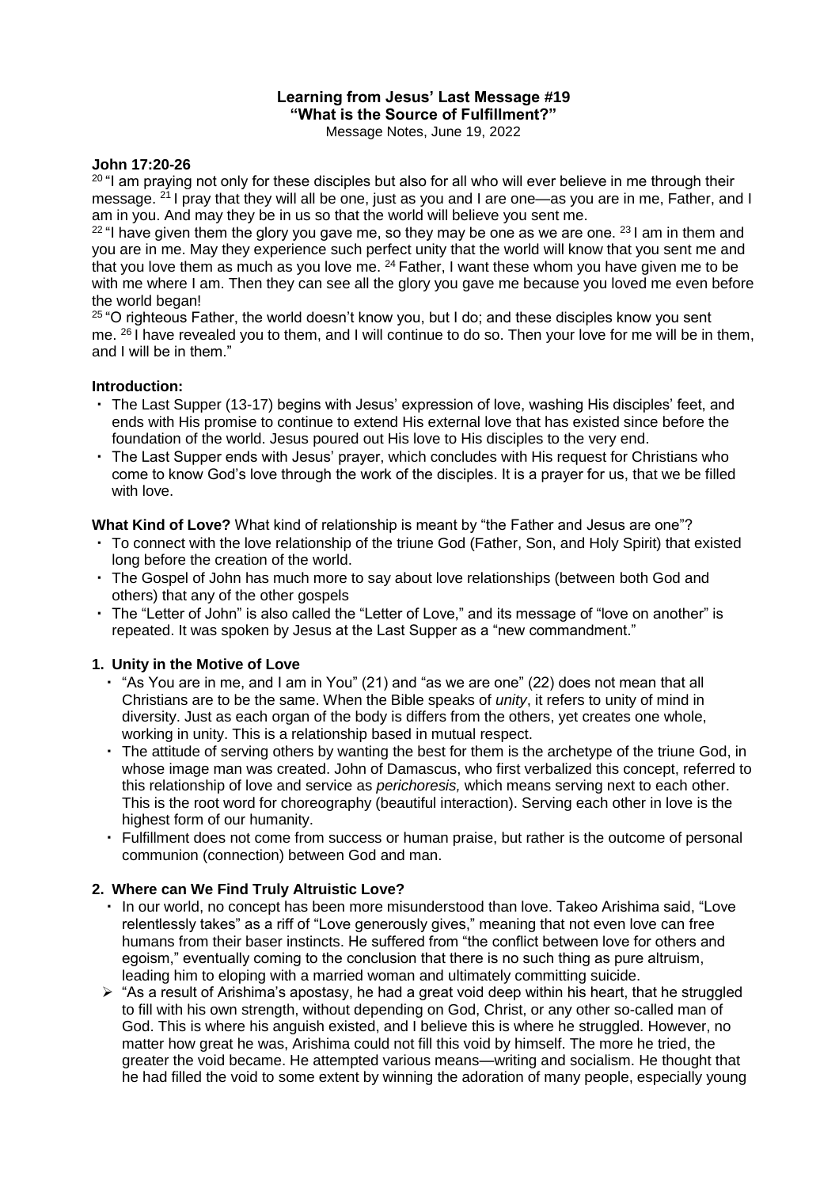**Learning from Jesus' Last Message #19**
**"What is the Source of Fulfillment?"**
Message Notes, June 19, 2022

**John 17:20-26**

[20] "I am praying not only for these disciples but also for all who will ever believe in me through their message. [21] I pray that they will all be one, just as you and I are one—as you are in me, Father, and I am in you. And may they be in us so that the world will believe you sent me.

[22] "I have given them the glory you gave me, so they may be one as we are one. [23] I am in them and you are in me. May they experience such perfect unity that the world will know that you sent me and that you love them as much as you love me. [24] Father, I want these whom you have given me to be with me where I am. Then they can see all the glory you gave me because you loved me even before the world began!

[25] "O righteous Father, the world doesn't know you, but I do; and these disciples know you sent me. [26] I have revealed you to them, and I will continue to do so. Then your love for me will be in them, and I will be in them."

**Introduction:**

- The Last Supper (13-17) begins with Jesus' expression of love, washing His disciples' feet, and ends with His promise to continue to extend His external love that has existed since before the foundation of the world. Jesus poured out His love to His disciples to the very end.
- The Last Supper ends with Jesus' prayer, which concludes with His request for Christians who come to know God's love through the work of the disciples. It is a prayer for us, that we be filled with love.

**What Kind of Love?** What kind of relationship is meant by "the Father and Jesus are one"?

- To connect with the love relationship of the triune God (Father, Son, and Holy Spirit) that existed long before the creation of the world.
- The Gospel of John has much more to say about love relationships (between both God and others) that any of the other gospels
- The "Letter of John" is also called the "Letter of Love," and its message of "love on another" is repeated. It was spoken by Jesus at the Last Supper as a "new commandment."

**1. Unity in the Motive of Love**

- "As You are in me, and I am in You" (21) and "as we are one" (22) does not mean that all Christians are to be the same. When the Bible speaks of *unity*, it refers to unity of mind in diversity. Just as each organ of the body is differs from the others, yet creates one whole, working in unity. This is a relationship based in mutual respect.
- The attitude of serving others by wanting the best for them is the archetype of the triune God, in whose image man was created. John of Damascus, who first verbalized this concept, referred to this relationship of love and service as *perichoresis,* which means serving next to each other. This is the root word for choreography (beautiful interaction). Serving each other in love is the highest form of our humanity.
- Fulfillment does not come from success or human praise, but rather is the outcome of personal communion (connection) between God and man.

**2. Where can We Find Truly Altruistic Love?**

- In our world, no concept has been more misunderstood than love. Takeo Arishima said, "Love relentlessly takes" as a riff of "Love generously gives," meaning that not even love can free humans from their baser instincts. He suffered from "the conflict between love for others and egoism," eventually coming to the conclusion that there is no such thing as pure altruism, leading him to eloping with a married woman and ultimately committing suicide.

> "As a result of Arishima's apostasy, he had a great void deep within his heart, that he struggled to fill with his own strength, without depending on God, Christ, or any other so-called man of God. This is where his anguish existed, and I believe this is where he struggled. However, no matter how great he was, Arishima could not fill this void by himself. The more he tried, the greater the void became. He attempted various means—writing and socialism. He thought that he had filled the void to some extent by winning the adoration of many people, especially young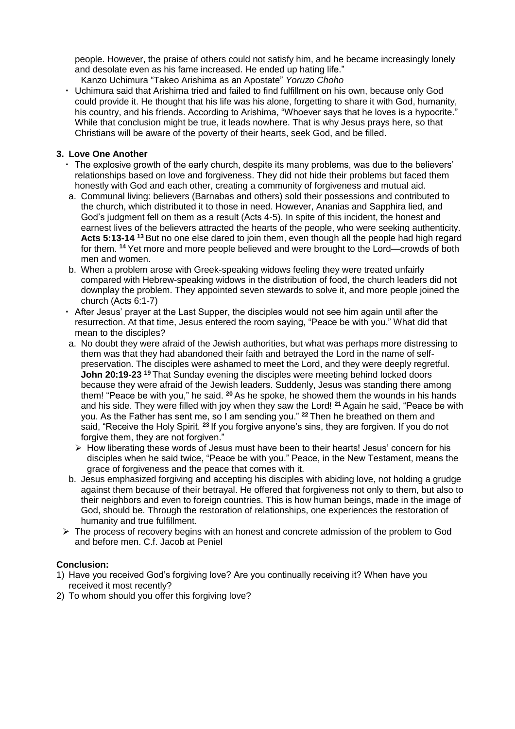people. However, the praise of others could not satisfy him, and he became increasingly lonely and desolate even as his fame increased. He ended up hating life."
Kanzo Uchimura "Takeo Arishima as an Apostate" *Yoruzo Choho*

- Uchimura said that Arishima tried and failed to find fulfillment on his own, because only God could provide it. He thought that his life was his alone, forgetting to share it with God, humanity, his country, and his friends. According to Arishima, "Whoever says that he loves is a hypocrite." While that conclusion might be true, it leads nowhere. That is why Jesus prays here, so that Christians will be aware of the poverty of their hearts, seek God, and be filled.

**3. Love One Another**

- The explosive growth of the early church, despite its many problems, was due to the believers' relationships based on love and forgiveness. They did not hide their problems but faced them honestly with God and each other, creating a community of forgiveness and mutual aid.
  a. Communal living: believers (Barnabas and others) sold their possessions and contributed to the church, which distributed it to those in need. However, Ananias and Sapphira lied, and God's judgment fell on them as a result (Acts 4-5). In spite of this incident, the honest and earnest lives of the believers attracted the hearts of the people, who were seeking authenticity. **Acts 5:13-14** **13** But no one else dared to join them, even though all the people had high regard for them. **14** Yet more and more people believed and were brought to the Lord—crowds of both men and women.
  b. When a problem arose with Greek-speaking widows feeling they were treated unfairly compared with Hebrew-speaking widows in the distribution of food, the church leaders did not downplay the problem. They appointed seven stewards to solve it, and more people joined the church (Acts 6:1-7)
- After Jesus' prayer at the Last Supper, the disciples would not see him again until after the resurrection. At that time, Jesus entered the room saying, "Peace be with you." What did that mean to the disciples?
  a. No doubt they were afraid of the Jewish authorities, but what was perhaps more distressing to them was that they had abandoned their faith and betrayed the Lord in the name of self-preservation. The disciples were ashamed to meet the Lord, and they were deeply regretful. **John 20:19-23** **19** That Sunday evening the disciples were meeting behind locked doors because they were afraid of the Jewish leaders. Suddenly, Jesus was standing there among them! "Peace be with you," he said. **20** As he spoke, he showed them the wounds in his hands and his side. They were filled with joy when they saw the Lord! **21** Again he said, "Peace be with you. As the Father has sent me, so I am sending you." **22** Then he breathed on them and said, "Receive the Holy Spirit. **23** If you forgive anyone's sins, they are forgiven. If you do not forgive them, they are not forgiven."
     - How liberating these words of Jesus must have been to their hearts! Jesus' concern for his disciples when he said twice, "Peace be with you." Peace, in the New Testament, means the grace of forgiveness and the peace that comes with it.
  b. Jesus emphasized forgiving and accepting his disciples with abiding love, not holding a grudge against them because of their betrayal. He offered that forgiveness not only to them, but also to their neighbors and even to foreign countries. This is how human beings, made in the image of God, should be. Through the restoration of relationships, one experiences the restoration of humanity and true fulfillment.
- The process of recovery begins with an honest and concrete admission of the problem to God and before men. C.f. Jacob at Peniel

**Conclusion:**

1) Have you received God's forgiving love? Are you continually receiving it? When have you received it most recently?
2) To whom should you offer this forgiving love?